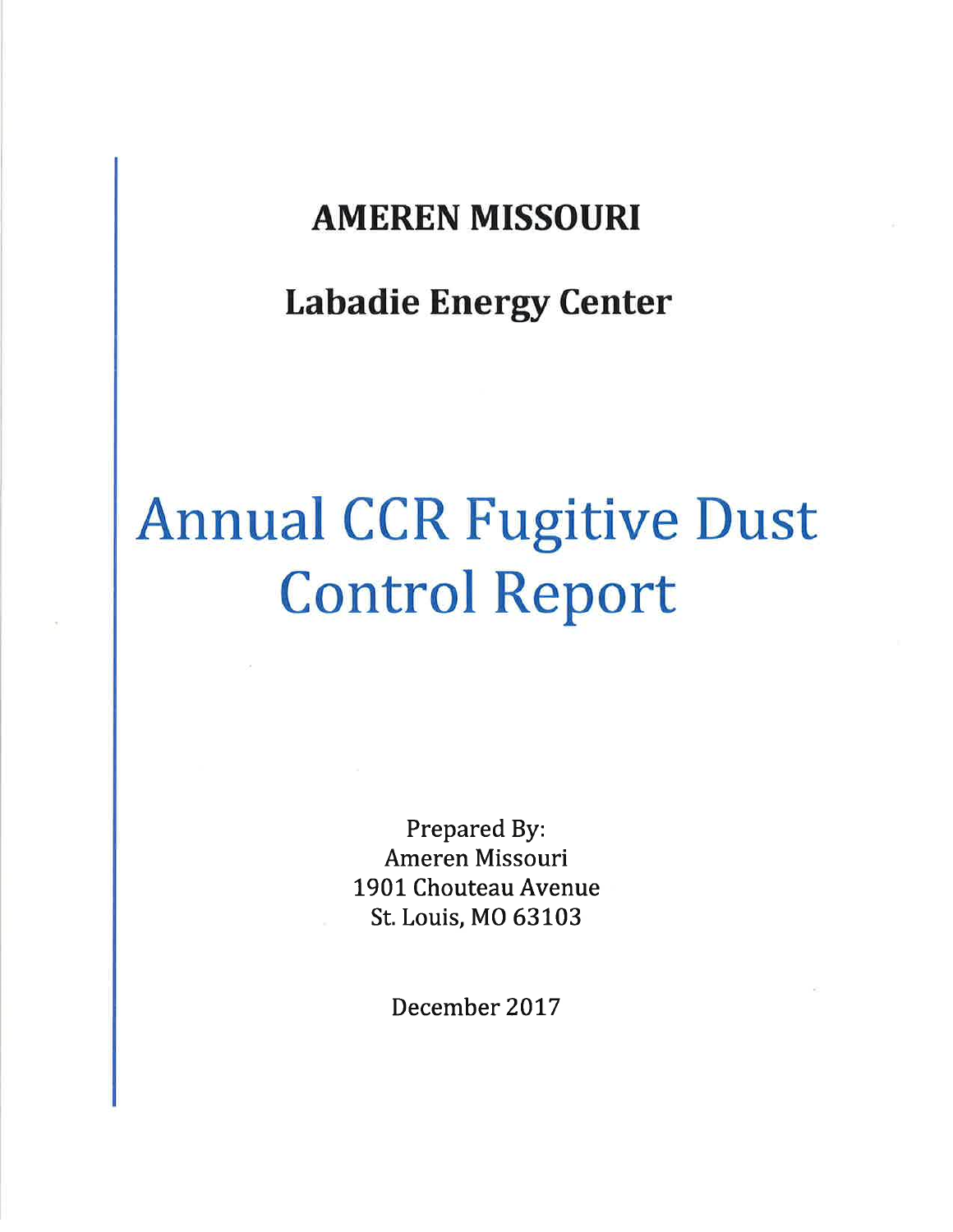# AMEREN MISSOURI

## Labadie Energy Center

# Annual CCR Fugitive Dust Control Report

Prepared By:
Ameren Missouri
1901 Chouteau Avenue
St. Louis, MO 63103

December 2017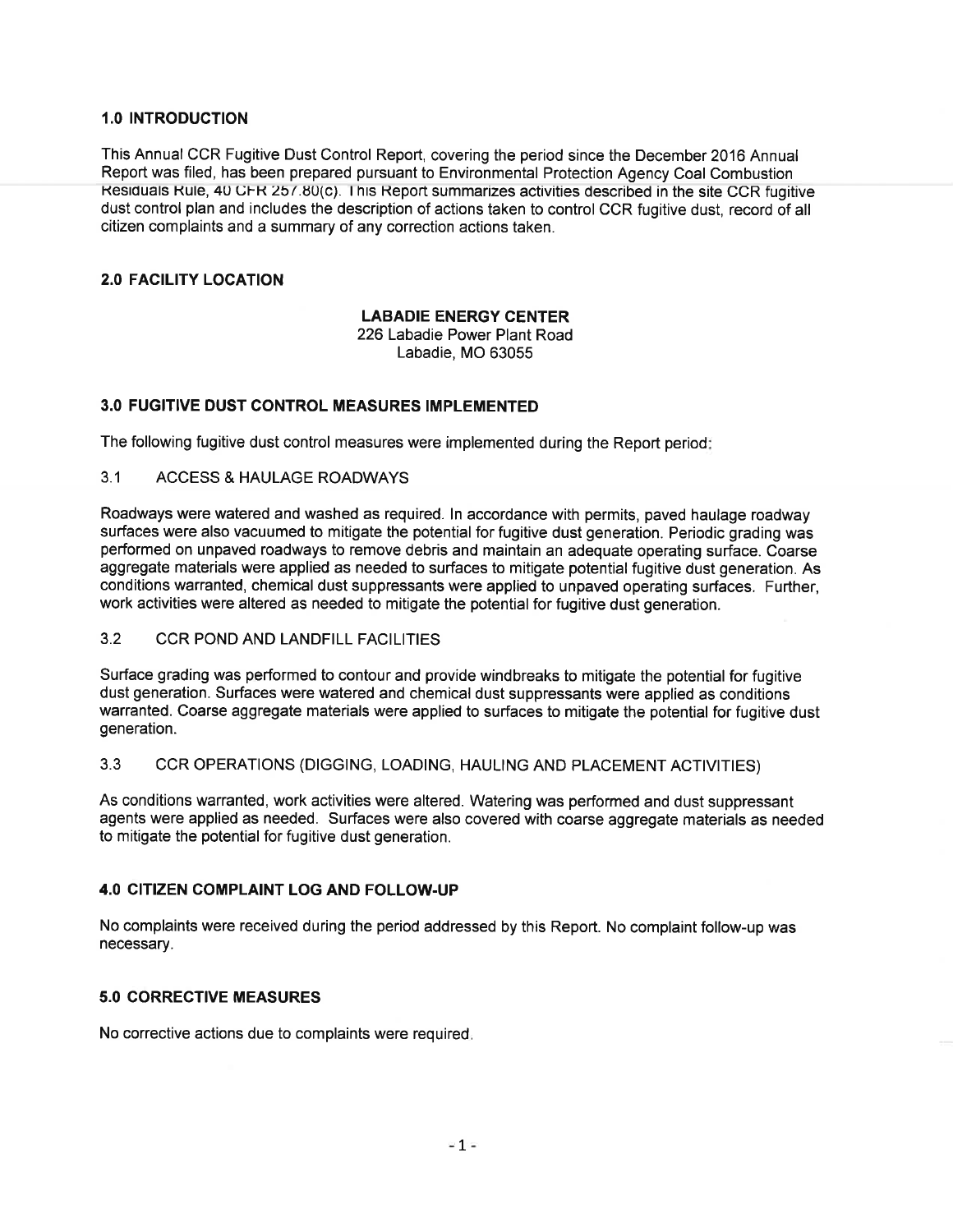## 1.0 INTRODUCTION

This Annual CCR Fugitive Dust Control Report, covering the period since the December 2016 Annual Report was filed, has been prepared pursuant to Environmental Protection Agency Coal Combustion Residuals Rule, 40 CFR 257.80(c). This Report summarizes activities described in the site CCR fugitive dust control plan and includes the description of actions taken to control CCR fugitive dust, record of all citizen complaints and a summary of any correction actions taken.

## 2.0 FACILITY LOCATION

**LABADIE ENERGY CENTER**
226 Labadie Power Plant Road
Labadie, MO 63055

## 3.0 FUGITIVE DUST CONTROL MEASURES IMPLEMENTED

The following fugitive dust control measures were implemented during the Report period:

### 3.1 ACCESS & HAULAGE ROADWAYS

Roadways were watered and washed as required. In accordance with permits, paved haulage roadway surfaces were also vacuumed to mitigate the potential for fugitive dust generation. Periodic grading was performed on unpaved roadways to remove debris and maintain an adequate operating surface. Coarse aggregate materials were applied as needed to surfaces to mitigate potential fugitive dust generation. As conditions warranted, chemical dust suppressants were applied to unpaved operating surfaces. Further, work activities were altered as needed to mitigate the potential for fugitive dust generation.

### 3.2 CCR POND AND LANDFILL FACILITIES

Surface grading was performed to contour and provide windbreaks to mitigate the potential for fugitive dust generation. Surfaces were watered and chemical dust suppressants were applied as conditions warranted. Coarse aggregate materials were applied to surfaces to mitigate the potential for fugitive dust generation.

### 3.3 CCR OPERATIONS (DIGGING, LOADING, HAULING AND PLACEMENT ACTIVITIES)

As conditions warranted, work activities were altered. Watering was performed and dust suppressant agents were applied as needed. Surfaces were also covered with coarse aggregate materials as needed to mitigate the potential for fugitive dust generation.

## 4.0 CITIZEN COMPLAINT LOG AND FOLLOW-UP

No complaints were received during the period addressed by this Report. No complaint follow-up was necessary.

## 5.0 CORRECTIVE MEASURES

No corrective actions due to complaints were required.